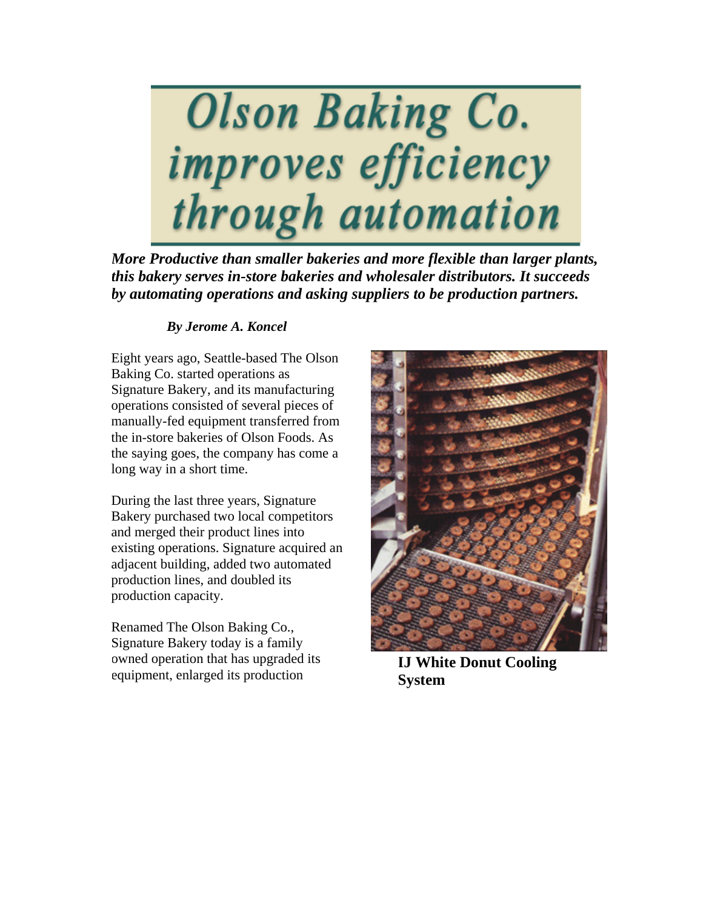# Olson Baking Co. improves efficiency through automation

***More Productive than smaller bakeries and more flexible than larger plants, this bakery serves in-store bakeries and wholesaler distributors. It succeeds by automating operations and asking suppliers to be production partners.***

***By Jerome A. Koncel***

Eight years ago, Seattle-based The Olson Baking Co. started operations as Signature Bakery, and its manufacturing operations consisted of several pieces of manually-fed equipment transferred from the in-store bakeries of Olson Foods. As the saying goes, the company has come a long way in a short time.

During the last three years, Signature Bakery purchased two local competitors and merged their product lines into existing operations. Signature acquired an adjacent building, added two automated production lines, and doubled its production capacity.

Renamed The Olson Baking Co., Signature Bakery today is a family owned operation that has upgraded its equipment, enlarged its production

**IJ White Donut Cooling System**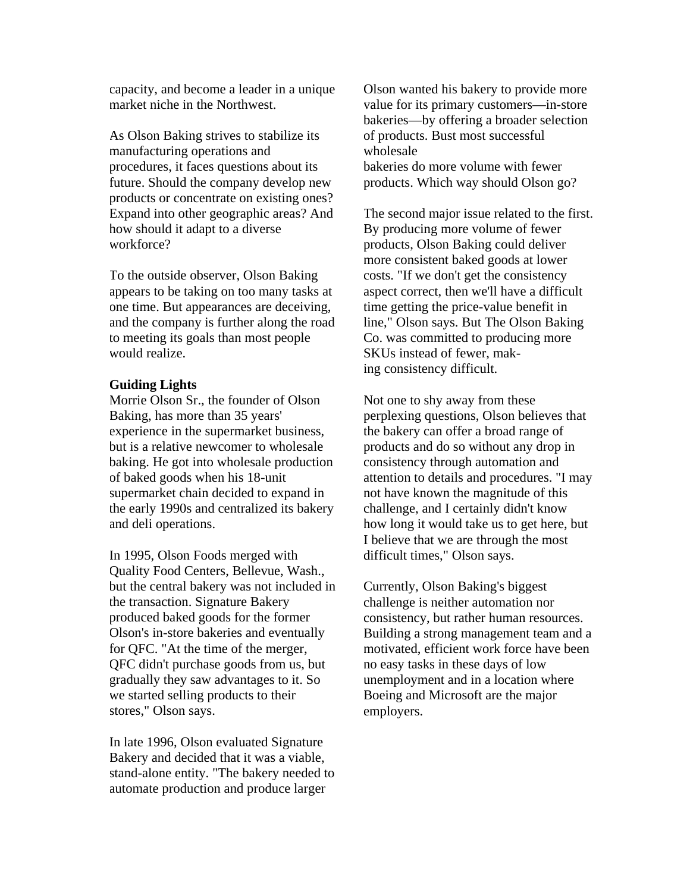capacity, and become a leader in a unique market niche in the Northwest.

As Olson Baking strives to stabilize its manufacturing operations and procedures, it faces questions about its future. Should the company develop new products or concentrate on existing ones? Expand into other geographic areas? And how should it adapt to a diverse workforce?

To the outside observer, Olson Baking appears to be taking on too many tasks at one time. But appearances are deceiving, and the company is further along the road to meeting its goals than most people would realize.

**Guiding Lights**

Morrie Olson Sr., the founder of Olson Baking, has more than 35 years' experience in the supermarket business, but is a relative newcomer to wholesale baking. He got into wholesale production of baked goods when his 18-unit supermarket chain decided to expand in the early 1990s and centralized its bakery and deli operations.

In 1995, Olson Foods merged with Quality Food Centers, Bellevue, Wash., but the central bakery was not included in the transaction. Signature Bakery produced baked goods for the former Olson's in-store bakeries and eventually for QFC. "At the time of the merger, QFC didn't purchase goods from us, but gradually they saw advantages to it. So we started selling products to their stores," Olson says.

In late 1996, Olson evaluated Signature Bakery and decided that it was a viable, stand-alone entity. "The bakery needed to automate production and produce larger

Olson wanted his bakery to provide more value for its primary customers—in-store bakeries—by offering a broader selection of products. Bust most successful wholesale bakeries do more volume with fewer products. Which way should Olson go?

The second major issue related to the first. By producing more volume of fewer products, Olson Baking could deliver more consistent baked goods at lower costs. "If we don't get the consistency aspect correct, then we'll have a difficult time getting the price-value benefit in line," Olson says. But The Olson Baking Co. was committed to producing more SKUs instead of fewer, making consistency difficult.

Not one to shy away from these perplexing questions, Olson believes that the bakery can offer a broad range of products and do so without any drop in consistency through automation and attention to details and procedures. "I may not have known the magnitude of this challenge, and I certainly didn't know how long it would take us to get here, but I believe that we are through the most difficult times," Olson says.

Currently, Olson Baking's biggest challenge is neither automation nor consistency, but rather human resources. Building a strong management team and a motivated, efficient work force have been no easy tasks in these days of low unemployment and in a location where Boeing and Microsoft are the major employers.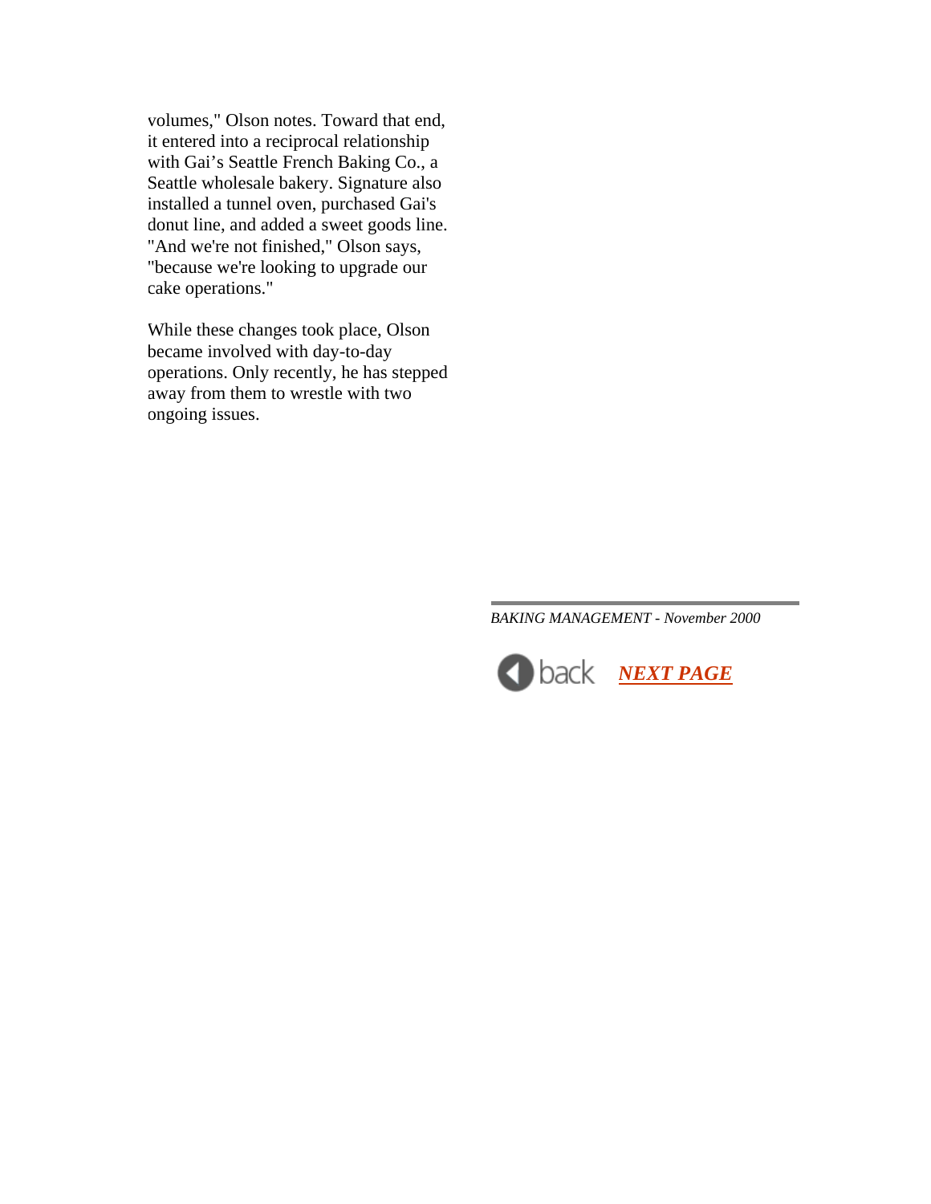volumes," Olson notes. Toward that end, it entered into a reciprocal relationship with Gai's Seattle French Baking Co., a Seattle wholesale bakery. Signature also installed a tunnel oven, purchased Gai's donut line, and added a sweet goods line. "And we're not finished," Olson says, "because we're looking to upgrade our cake operations."

While these changes took place, Olson became involved with day-to-day operations. Only recently, he has stepped away from them to wrestle with two ongoing issues.

*BAKING MANAGEMENT - November 2000*

back **NEXT PAGE**